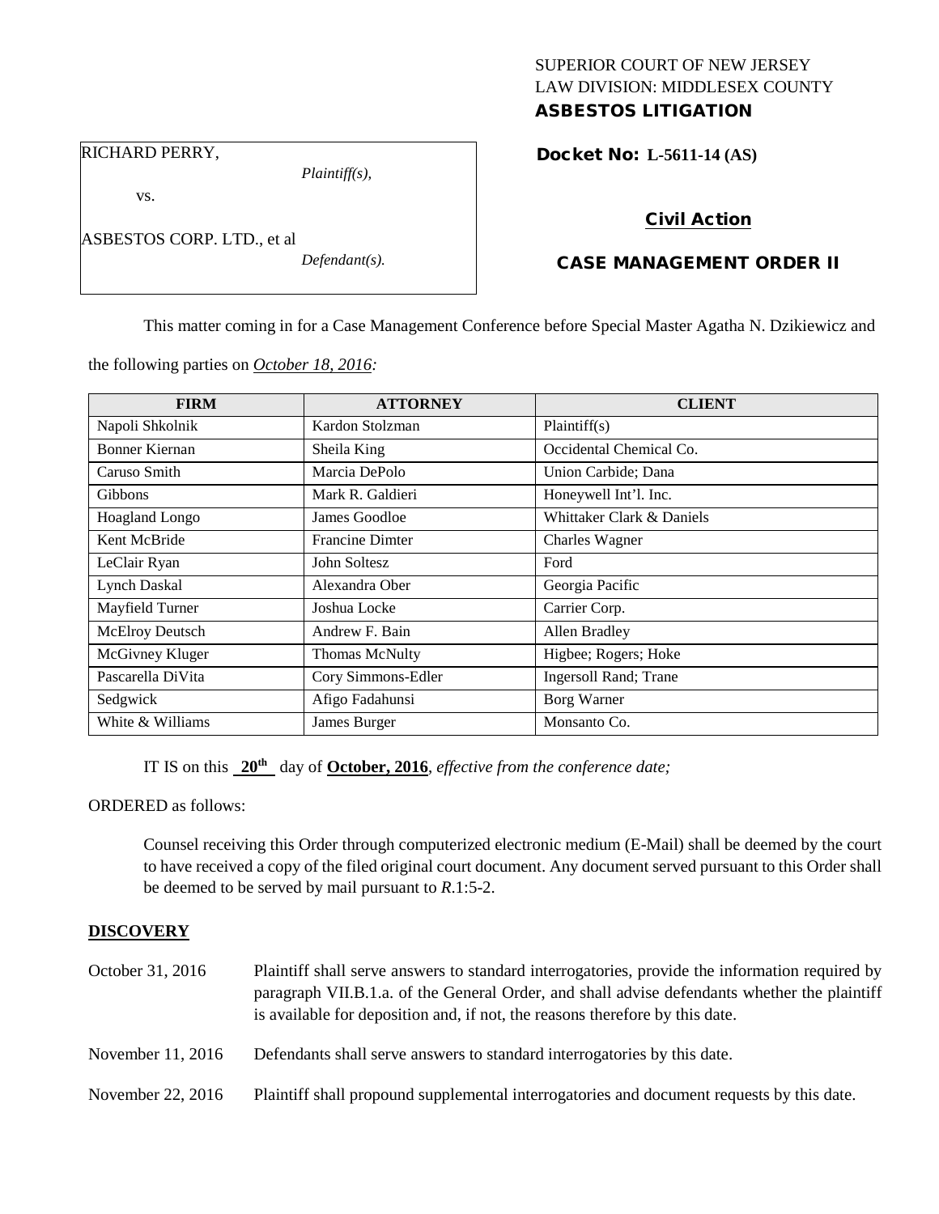SUPERIOR COURT OF NEW JERSEY
LAW DIVISION: MIDDLESEX COUNTY
**ASBESTOS LITIGATION**

RICHARD PERRY,
*Plaintiff(s),*

vs.

ASBESTOS CORP. LTD., et al
*Defendant(s).*

**Docket No: L-5611-14 (AS)**

**Civil Action**

**CASE MANAGEMENT ORDER II**

This matter coming in for a Case Management Conference before Special Master Agatha N. Dzikiewicz and the following parties on *October 18, 2016:*

| FIRM | ATTORNEY | CLIENT |
| --- | --- | --- |
| Napoli Shkolnik | Kardon Stolzman | Plaintiff(s) |
| Bonner Kiernan | Sheila King | Occidental Chemical Co. |
| Caruso Smith | Marcia DePolo | Union Carbide; Dana |
| Gibbons | Mark R. Galdieri | Honeywell Int'l. Inc. |
| Hoagland Longo | James Goodloe | Whittaker Clark & Daniels |
| Kent McBride | Francine Dimter | Charles Wagner |
| LeClair Ryan | John Soltesz | Ford |
| Lynch Daskal | Alexandra Ober | Georgia Pacific |
| Mayfield Turner | Joshua Locke | Carrier Corp. |
| McElroy Deutsch | Andrew F. Bain | Allen Bradley |
| McGivney Kluger | Thomas McNulty | Higbee; Rogers; Hoke |
| Pascarella DiVita | Cory Simmons-Edler | Ingersoll Rand; Trane |
| Sedgwick | Afigo Fadahunsi | Borg Warner |
| White & Williams | James Burger | Monsanto Co. |

IT IS on this **20th** day of **October, 2016**, *effective from the conference date;*

ORDERED as follows:

Counsel receiving this Order through computerized electronic medium (E-Mail) shall be deemed by the court to have received a copy of the filed original court document. Any document served pursuant to this Order shall be deemed to be served by mail pursuant to *R*.1:5-2.

**DISCOVERY**

October 31, 2016 — Plaintiff shall serve answers to standard interrogatories, provide the information required by paragraph VII.B.1.a. of the General Order, and shall advise defendants whether the plaintiff is available for deposition and, if not, the reasons therefore by this date.

November 11, 2016 — Defendants shall serve answers to standard interrogatories by this date.

November 22, 2016 — Plaintiff shall propound supplemental interrogatories and document requests by this date.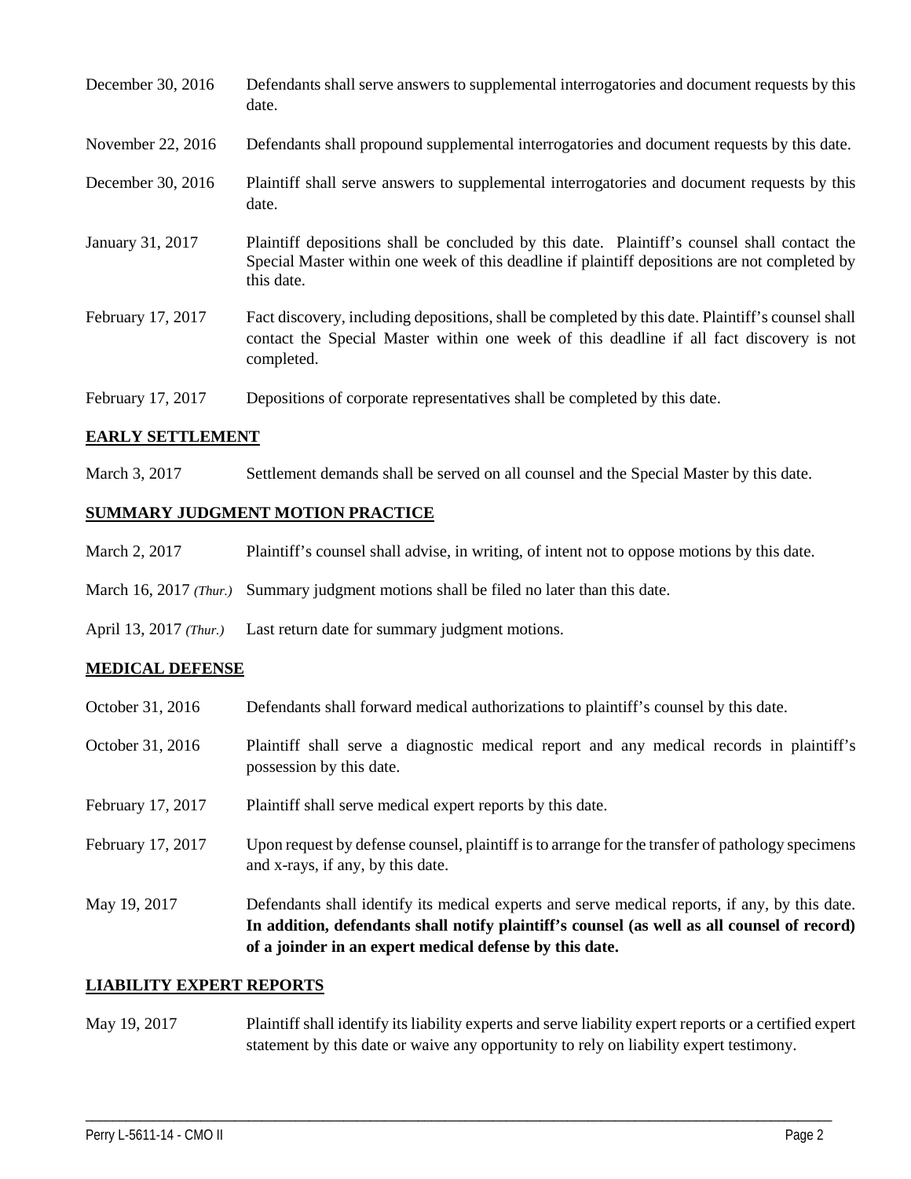| | |
|---|---|
| December 30, 2016 | Defendants shall serve answers to supplemental interrogatories and document requests by this date. |
| November 22, 2016 | Defendants shall propound supplemental interrogatories and document requests by this date. |
| December 30, 2016 | Plaintiff shall serve answers to supplemental interrogatories and document requests by this date. |
| January 31, 2017 | Plaintiff depositions shall be concluded by this date. Plaintiff's counsel shall contact the Special Master within one week of this deadline if plaintiff depositions are not completed by this date. |
| February 17, 2017 | Fact discovery, including depositions, shall be completed by this date. Plaintiff's counsel shall contact the Special Master within one week of this deadline if all fact discovery is not completed. |
| February 17, 2017 | Depositions of corporate representatives shall be completed by this date. |

## EARLY SETTLEMENT

| | |
|---|---|
| March 3, 2017 | Settlement demands shall be served on all counsel and the Special Master by this date. |

## SUMMARY JUDGMENT MOTION PRACTICE

| | |
|---|---|
| March 2, 2017 | Plaintiff's counsel shall advise, in writing, of intent not to oppose motions by this date. |
| March 16, 2017 *(Thur.)* | Summary judgment motions shall be filed no later than this date. |
| April 13, 2017 *(Thur.)* | Last return date for summary judgment motions. |

## MEDICAL DEFENSE

| | |
|---|---|
| October 31, 2016 | Defendants shall forward medical authorizations to plaintiff's counsel by this date. |
| October 31, 2016 | Plaintiff shall serve a diagnostic medical report and any medical records in plaintiff's possession by this date. |
| February 17, 2017 | Plaintiff shall serve medical expert reports by this date. |
| February 17, 2017 | Upon request by defense counsel, plaintiff is to arrange for the transfer of pathology specimens and x-rays, if any, by this date. |
| May 19, 2017 | Defendants shall identify its medical experts and serve medical reports, if any, by this date. **In addition, defendants shall notify plaintiff's counsel (as well as all counsel of record) of a joinder in an expert medical defense by this date.** |

## LIABILITY EXPERT REPORTS

| | |
|---|---|
| May 19, 2017 | Plaintiff shall identify its liability experts and serve liability expert reports or a certified expert statement by this date or waive any opportunity to rely on liability expert testimony. |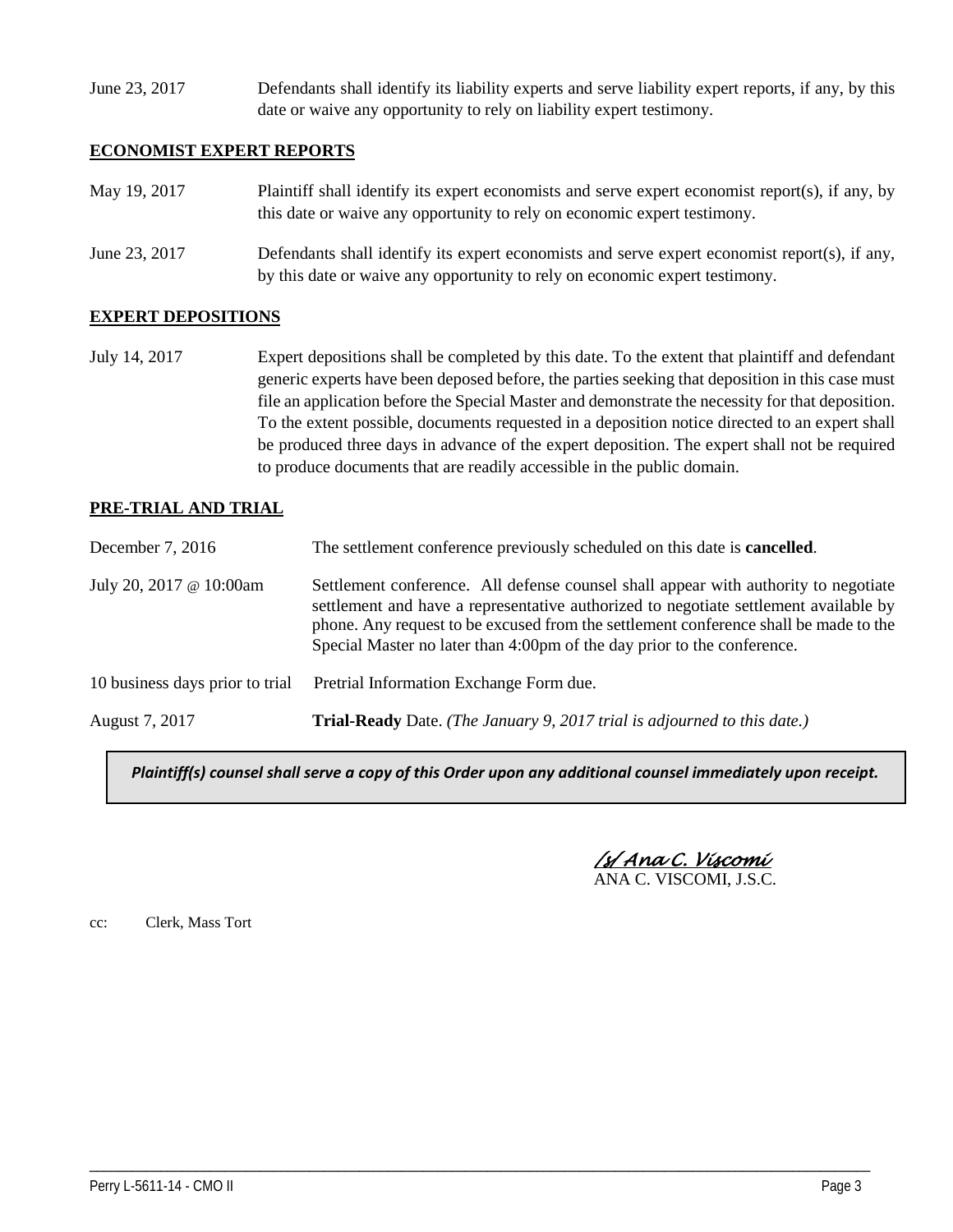| | |
|---|---|
| June 23, 2017 | Defendants shall identify its liability experts and serve liability expert reports, if any, by this date or waive any opportunity to rely on liability expert testimony. |

## ECONOMIST EXPERT REPORTS

| | |
|---|---|
| May 19, 2017 | Plaintiff shall identify its expert economists and serve expert economist report(s), if any, by this date or waive any opportunity to rely on economic expert testimony. |
| June 23, 2017 | Defendants shall identify its expert economists and serve expert economist report(s), if any, by this date or waive any opportunity to rely on economic expert testimony. |

## EXPERT DEPOSITIONS

| | |
|---|---|
| July 14, 2017 | Expert depositions shall be completed by this date. To the extent that plaintiff and defendant generic experts have been deposed before, the parties seeking that deposition in this case must file an application before the Special Master and demonstrate the necessity for that deposition. To the extent possible, documents requested in a deposition notice directed to an expert shall be produced three days in advance of the expert deposition. The expert shall not be required to produce documents that are readily accessible in the public domain. |

## PRE-TRIAL AND TRIAL

| | |
|---|---|
| December 7, 2016 | The settlement conference previously scheduled on this date is **cancelled**. |
| July 20, 2017 @ 10:00am | Settlement conference. All defense counsel shall appear with authority to negotiate settlement and have a representative authorized to negotiate settlement available by phone. Any request to be excused from the settlement conference shall be made to the Special Master no later than 4:00pm of the day prior to the conference. |
| 10 business days prior to trial | Pretrial Information Exchange Form due. |
| August 7, 2017 | **Trial-Ready** Date. *(The January 9, 2017 trial is adjourned to this date.)* |

***Plaintiff(s) counsel shall serve a copy of this Order upon any additional counsel immediately upon receipt.***

/s/ Ana C. Viscomi
ANA C. VISCOMI, J.S.C.

cc: Clerk, Mass Tort